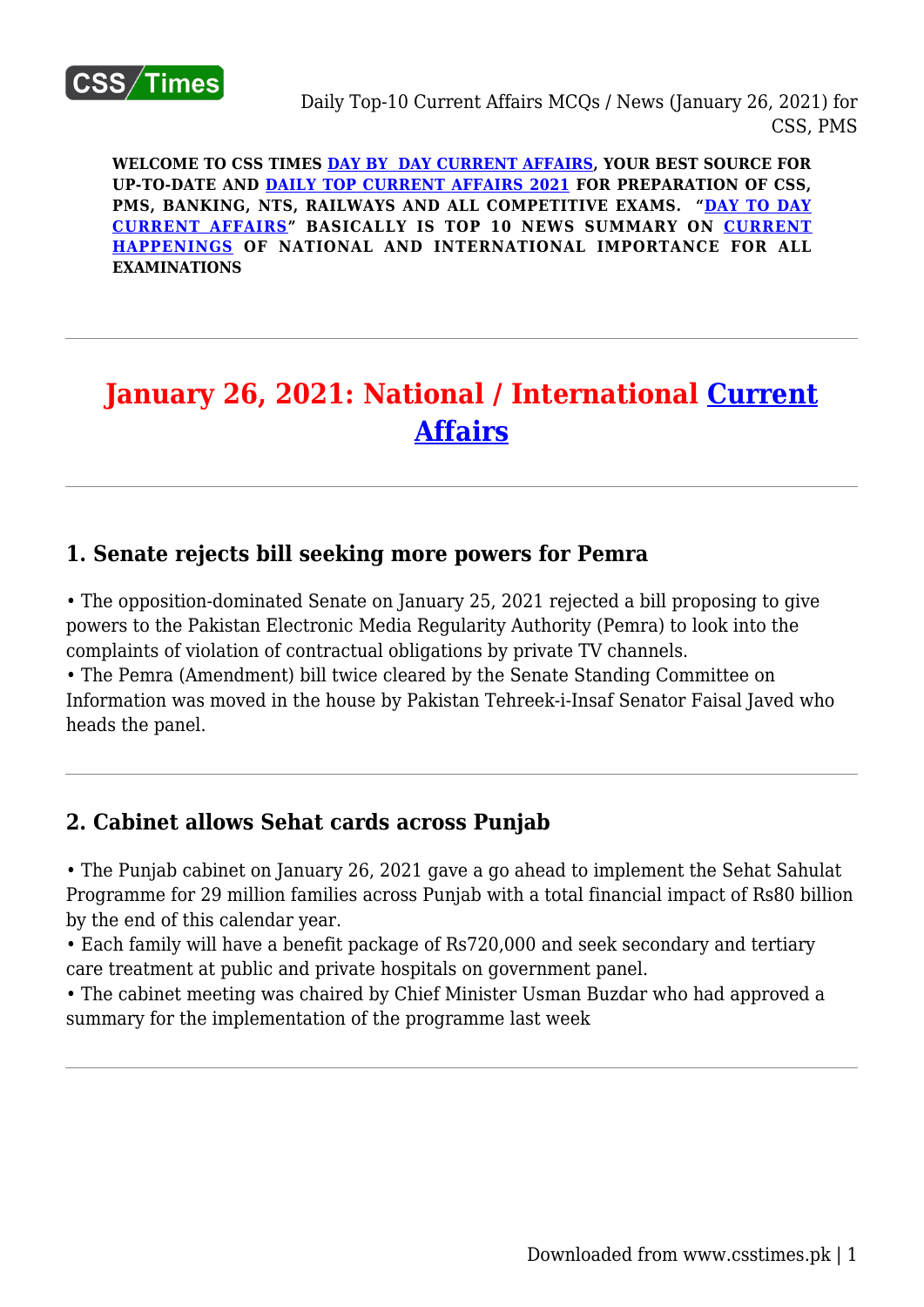**WELCOME TO CSS TIMES DAY BY DAY CURRENT AFFAIRS, YOUR BEST SOURCE FOR UP-TO-DATE AND DAILY TOP CURRENT AFFAIRS 2021 FOR PREPARATION OF CSS, PMS, BANKING, NTS, RAILWAYS AND ALL COMPETITIVE EXAMS. "DAY TO DAY CURRENT AFFAIRS" BASICALLY IS TOP 10 NEWS SUMMARY ON CURRENT HAPPENINGS OF NATIONAL AND INTERNATIONAL IMPORTANCE FOR ALL EXAMINATIONS**

---

# January 26, 2021: National / International Current Affairs

---

## 1. Senate rejects bill seeking more powers for Pemra

• The opposition-dominated Senate on January 25, 2021 rejected a bill proposing to give powers to the Pakistan Electronic Media Regularity Authority (Pemra) to look into the complaints of violation of contractual obligations by private TV channels.
• The Pemra (Amendment) bill twice cleared by the Senate Standing Committee on Information was moved in the house by Pakistan Tehreek-i-Insaf Senator Faisal Javed who heads the panel.

---

## 2. Cabinet allows Sehat cards across Punjab

• The Punjab cabinet on January 26, 2021 gave a go ahead to implement the Sehat Sahulat Programme for 29 million families across Punjab with a total financial impact of Rs80 billion by the end of this calendar year.
• Each family will have a benefit package of Rs720,000 and seek secondary and tertiary care treatment at public and private hospitals on government panel.
• The cabinet meeting was chaired by Chief Minister Usman Buzdar who had approved a summary for the implementation of the programme last week

---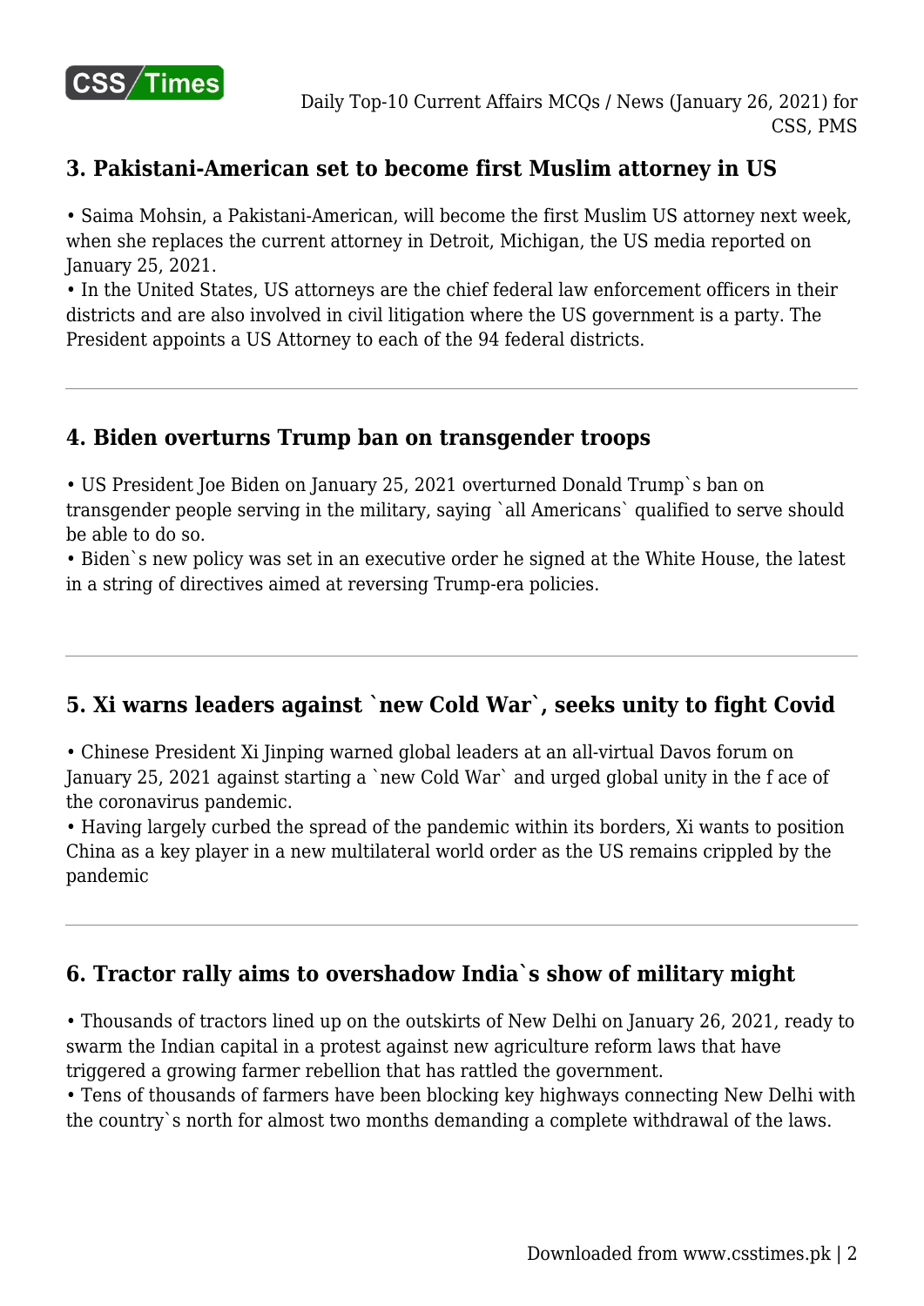## 3. Pakistani-American set to become first Muslim attorney in US

• Saima Mohsin, a Pakistani-American, will become the first Muslim US attorney next week, when she replaces the current attorney in Detroit, Michigan, the US media reported on January 25, 2021.

• In the United States, US attorneys are the chief federal law enforcement officers in their districts and are also involved in civil litigation where the US government is a party. The President appoints a US Attorney to each of the 94 federal districts.

---

## 4. Biden overturns Trump ban on transgender troops

• US President Joe Biden on January 25, 2021 overturned Donald Trump`s ban on transgender people serving in the military, saying `all Americans` qualified to serve should be able to do so.

• Biden`s new policy was set in an executive order he signed at the White House, the latest in a string of directives aimed at reversing Trump-era policies.

---

## 5. Xi warns leaders against `new Cold War`, seeks unity to fight Covid

• Chinese President Xi Jinping warned global leaders at an all-virtual Davos forum on January 25, 2021 against starting a `new Cold War` and urged global unity in the f ace of the coronavirus pandemic.

• Having largely curbed the spread of the pandemic within its borders, Xi wants to position China as a key player in a new multilateral world order as the US remains crippled by the pandemic

---

## 6. Tractor rally aims to overshadow India`s show of military might

• Thousands of tractors lined up on the outskirts of New Delhi on January 26, 2021, ready to swarm the Indian capital in a protest against new agriculture reform laws that have triggered a growing farmer rebellion that has rattled the government.

• Tens of thousands of farmers have been blocking key highways connecting New Delhi with the country`s north for almost two months demanding a complete withdrawal of the laws.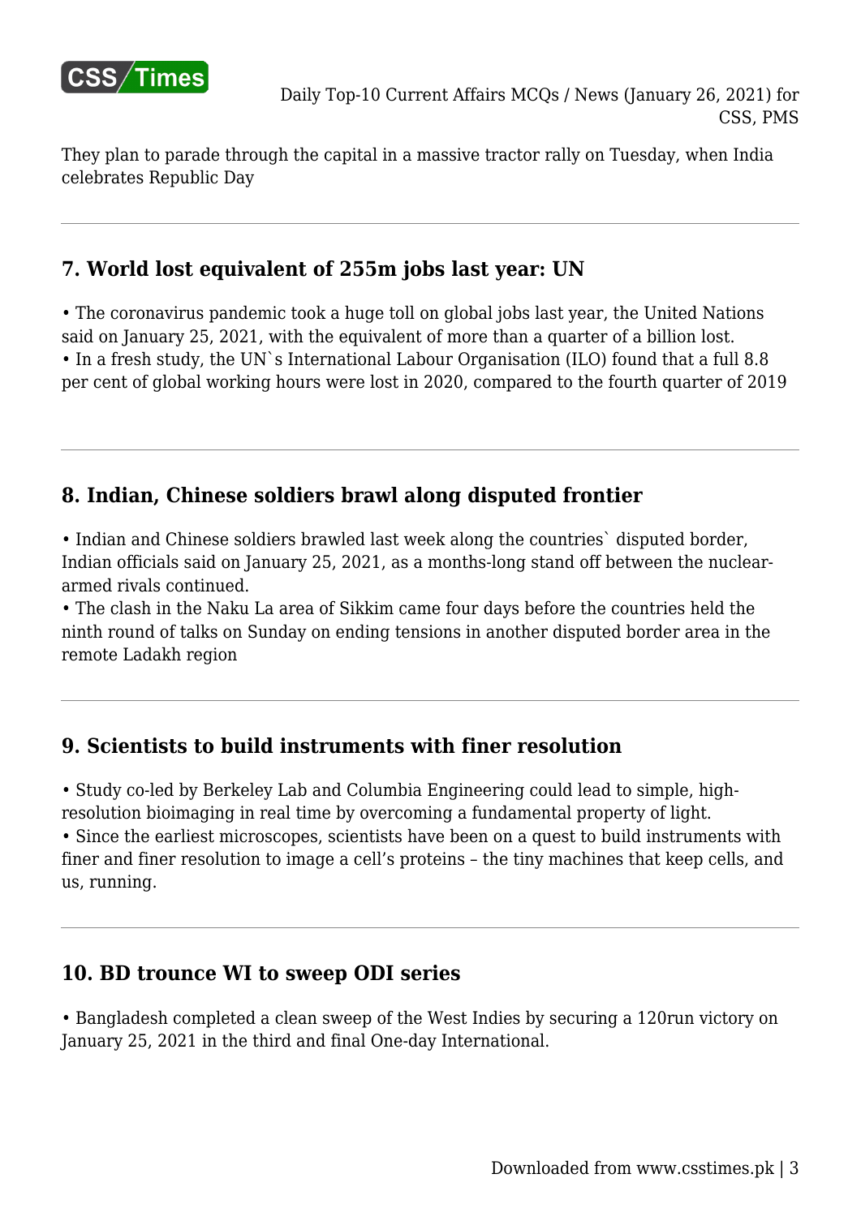They plan to parade through the capital in a massive tractor rally on Tuesday, when India celebrates Republic Day

---

## 7. World lost equivalent of 255m jobs last year: UN

• The coronavirus pandemic took a huge toll on global jobs last year, the United Nations said on January 25, 2021, with the equivalent of more than a quarter of a billion lost.
• In a fresh study, the UN`s International Labour Organisation (ILO) found that a full 8.8 per cent of global working hours were lost in 2020, compared to the fourth quarter of 2019

---

## 8. Indian, Chinese soldiers brawl along disputed frontier

• Indian and Chinese soldiers brawled last week along the countries` disputed border, Indian officials said on January 25, 2021, as a months-long stand off between the nuclear-armed rivals continued.
• The clash in the Naku La area of Sikkim came four days before the countries held the ninth round of talks on Sunday on ending tensions in another disputed border area in the remote Ladakh region

---

## 9. Scientists to build instruments with finer resolution

• Study co-led by Berkeley Lab and Columbia Engineering could lead to simple, high-resolution bioimaging in real time by overcoming a fundamental property of light.
• Since the earliest microscopes, scientists have been on a quest to build instruments with finer and finer resolution to image a cell's proteins – the tiny machines that keep cells, and us, running.

---

## 10. BD trounce WI to sweep ODI series

• Bangladesh completed a clean sweep of the West Indies by securing a 120run victory on January 25, 2021 in the third and final One-day International.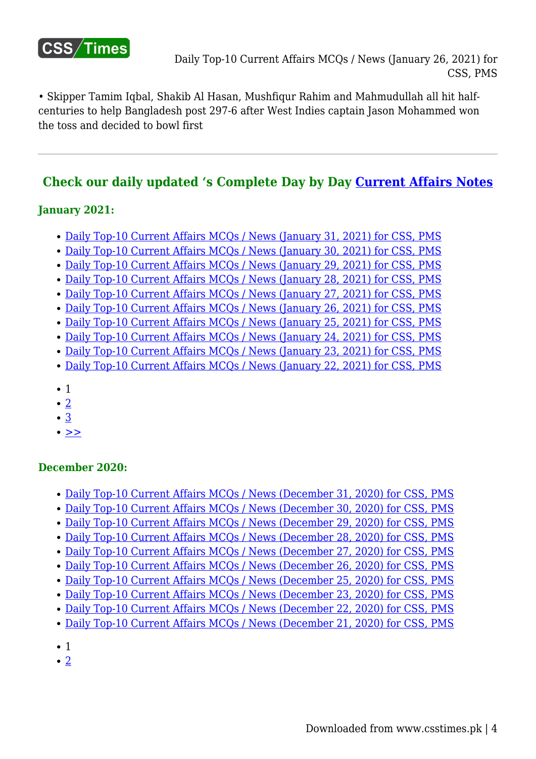• Skipper Tamim Iqbal, Shakib Al Hasan, Mushfiqur Rahim and Mahmudullah all hit half-centuries to help Bangladesh post 297-6 after West Indies captain Jason Mohammed won the toss and decided to bowl first

---

## Check our daily updated 's Complete Day by Day Current Affairs Notes

### January 2021:

- Daily Top-10 Current Affairs MCQs / News (January 31, 2021) for CSS, PMS
- Daily Top-10 Current Affairs MCQs / News (January 30, 2021) for CSS, PMS
- Daily Top-10 Current Affairs MCQs / News (January 29, 2021) for CSS, PMS
- Daily Top-10 Current Affairs MCQs / News (January 28, 2021) for CSS, PMS
- Daily Top-10 Current Affairs MCQs / News (January 27, 2021) for CSS, PMS
- Daily Top-10 Current Affairs MCQs / News (January 26, 2021) for CSS, PMS
- Daily Top-10 Current Affairs MCQs / News (January 25, 2021) for CSS, PMS
- Daily Top-10 Current Affairs MCQs / News (January 24, 2021) for CSS, PMS
- Daily Top-10 Current Affairs MCQs / News (January 23, 2021) for CSS, PMS
- Daily Top-10 Current Affairs MCQs / News (January 22, 2021) for CSS, PMS

- 1
- 2
- 3
- >>

### December 2020:

- Daily Top-10 Current Affairs MCQs / News (December 31, 2020) for CSS, PMS
- Daily Top-10 Current Affairs MCQs / News (December 30, 2020) for CSS, PMS
- Daily Top-10 Current Affairs MCQs / News (December 29, 2020) for CSS, PMS
- Daily Top-10 Current Affairs MCQs / News (December 28, 2020) for CSS, PMS
- Daily Top-10 Current Affairs MCQs / News (December 27, 2020) for CSS, PMS
- Daily Top-10 Current Affairs MCQs / News (December 26, 2020) for CSS, PMS
- Daily Top-10 Current Affairs MCQs / News (December 25, 2020) for CSS, PMS
- Daily Top-10 Current Affairs MCQs / News (December 23, 2020) for CSS, PMS
- Daily Top-10 Current Affairs MCQs / News (December 22, 2020) for CSS, PMS
- Daily Top-10 Current Affairs MCQs / News (December 21, 2020) for CSS, PMS

- 1
- 2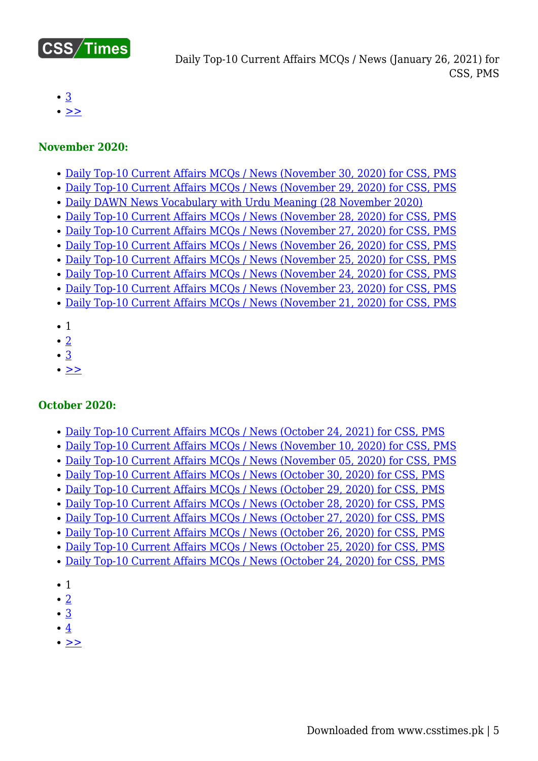- 3
- >>

### November 2020:

- Daily Top-10 Current Affairs MCQs / News (November 30, 2020) for CSS, PMS
- Daily Top-10 Current Affairs MCQs / News (November 29, 2020) for CSS, PMS
- Daily DAWN News Vocabulary with Urdu Meaning (28 November 2020)
- Daily Top-10 Current Affairs MCQs / News (November 28, 2020) for CSS, PMS
- Daily Top-10 Current Affairs MCQs / News (November 27, 2020) for CSS, PMS
- Daily Top-10 Current Affairs MCQs / News (November 26, 2020) for CSS, PMS
- Daily Top-10 Current Affairs MCQs / News (November 25, 2020) for CSS, PMS
- Daily Top-10 Current Affairs MCQs / News (November 24, 2020) for CSS, PMS
- Daily Top-10 Current Affairs MCQs / News (November 23, 2020) for CSS, PMS
- Daily Top-10 Current Affairs MCQs / News (November 21, 2020) for CSS, PMS

- 1
- 2
- 3
- >>

### October 2020:

- Daily Top-10 Current Affairs MCQs / News (October 24, 2021) for CSS, PMS
- Daily Top-10 Current Affairs MCQs / News (November 10, 2020) for CSS, PMS
- Daily Top-10 Current Affairs MCQs / News (November 05, 2020) for CSS, PMS
- Daily Top-10 Current Affairs MCQs / News (October 30, 2020) for CSS, PMS
- Daily Top-10 Current Affairs MCQs / News (October 29, 2020) for CSS, PMS
- Daily Top-10 Current Affairs MCQs / News (October 28, 2020) for CSS, PMS
- Daily Top-10 Current Affairs MCQs / News (October 27, 2020) for CSS, PMS
- Daily Top-10 Current Affairs MCQs / News (October 26, 2020) for CSS, PMS
- Daily Top-10 Current Affairs MCQs / News (October 25, 2020) for CSS, PMS
- Daily Top-10 Current Affairs MCQs / News (October 24, 2020) for CSS, PMS

- 1
- 2
- 3
- 4
- >>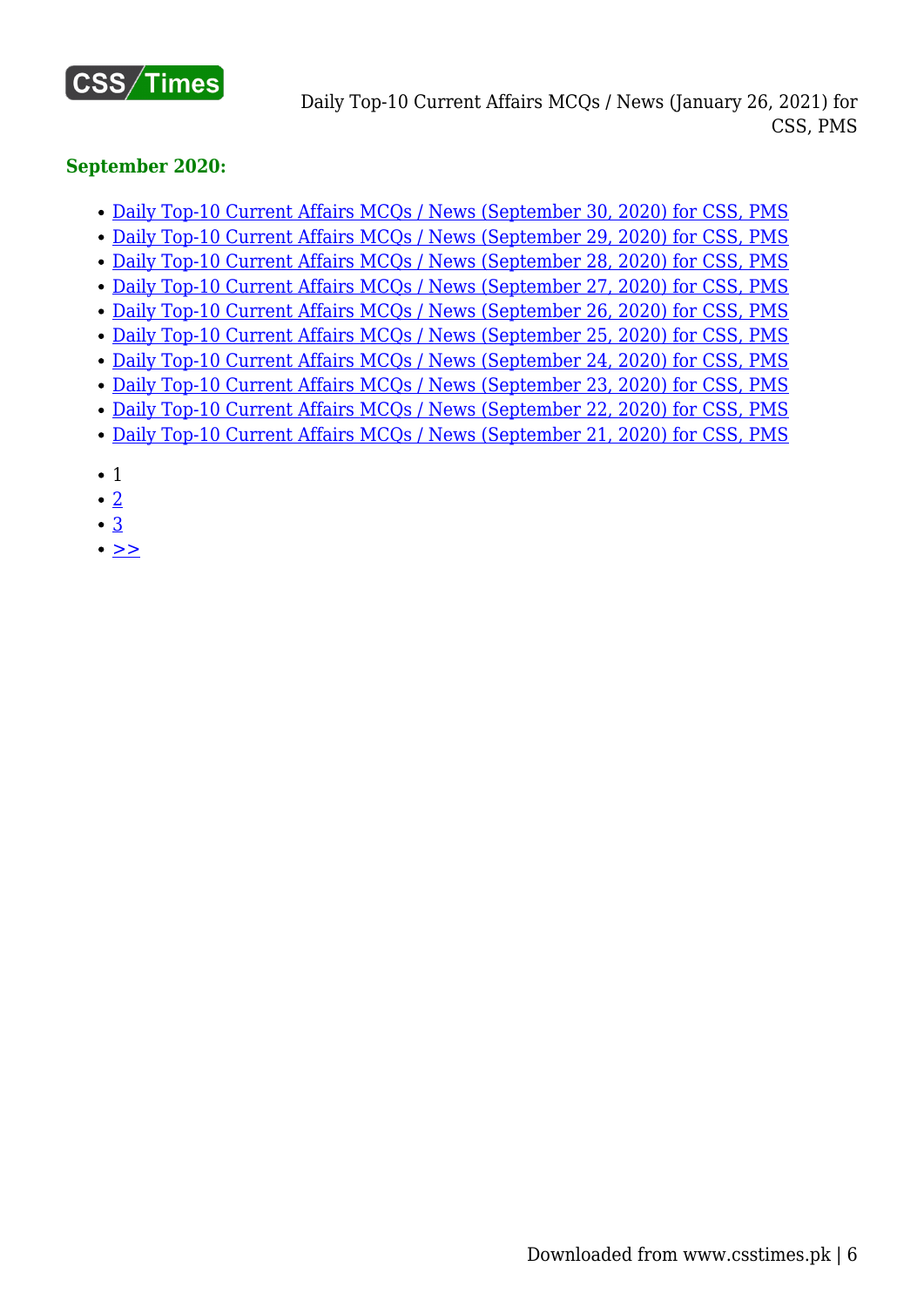**September 2020:**

- Daily Top-10 Current Affairs MCQs / News (September 30, 2020) for CSS, PMS
- Daily Top-10 Current Affairs MCQs / News (September 29, 2020) for CSS, PMS
- Daily Top-10 Current Affairs MCQs / News (September 28, 2020) for CSS, PMS
- Daily Top-10 Current Affairs MCQs / News (September 27, 2020) for CSS, PMS
- Daily Top-10 Current Affairs MCQs / News (September 26, 2020) for CSS, PMS
- Daily Top-10 Current Affairs MCQs / News (September 25, 2020) for CSS, PMS
- Daily Top-10 Current Affairs MCQs / News (September 24, 2020) for CSS, PMS
- Daily Top-10 Current Affairs MCQs / News (September 23, 2020) for CSS, PMS
- Daily Top-10 Current Affairs MCQs / News (September 22, 2020) for CSS, PMS
- Daily Top-10 Current Affairs MCQs / News (September 21, 2020) for CSS, PMS

- 1
- 2
- 3
- >>